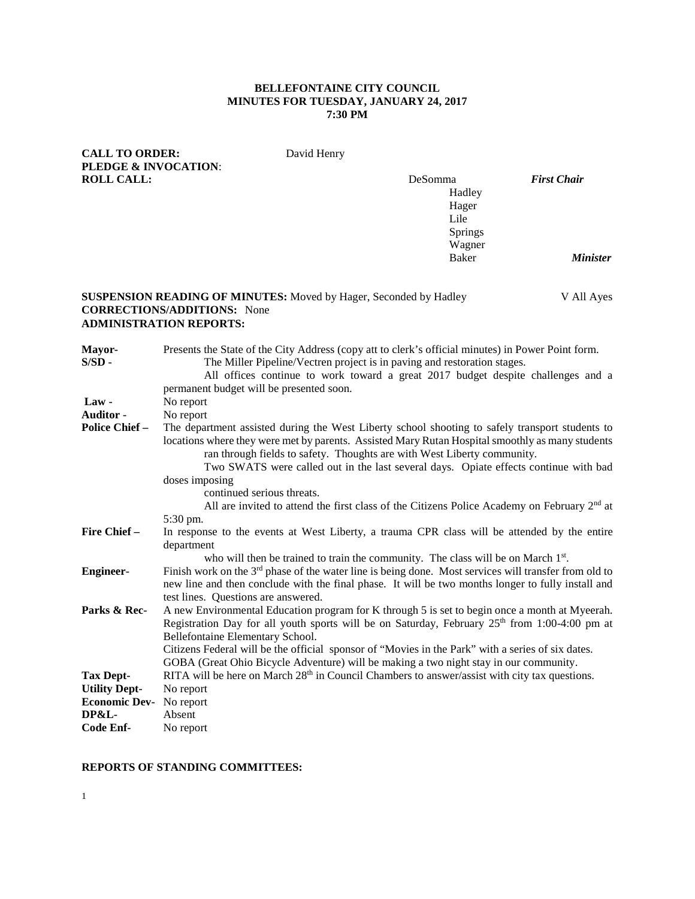**BELLEFONTAINE CITY COUNCIL**
**MINUTES FOR TUESDAY, JANUARY 24, 2017**
**7:30 PM**

**CALL TO ORDER:** David Henry
**PLEDGE & INVOCATION**:
**ROLL CALL:**

DeSomma *First Chair*
Hadley
Hager
Lile
Springs
Wagner
Baker *Minister*

**SUSPENSION READING OF MINUTES:** Moved by Hager, Seconded by Hadley V All Ayes
**CORRECTIONS/ADDITIONS:** None
**ADMINISTRATION REPORTS:**

**Mayor-** Presents the State of the City Address (copy att to clerk's official minutes) in Power Point form.

**S/SD -** The Miller Pipeline/Vectren project is in paving and restoration stages.
All offices continue to work toward a great 2017 budget despite challenges and a permanent budget will be presented soon.

**Law -** No report

**Auditor -** No report

**Police Chief –** The department assisted during the West Liberty school shooting to safely transport students to locations where they were met by parents. Assisted Mary Rutan Hospital smoothly as many students ran through fields to safety. Thoughts are with West Liberty community.
Two SWATS were called out in the last several days. Opiate effects continue with bad doses imposing continued serious threats.
All are invited to attend the first class of the Citizens Police Academy on February 2nd at 5:30 pm.

**Fire Chief –** In response to the events at West Liberty, a trauma CPR class will be attended by the entire department who will then be trained to train the community. The class will be on March 1st.

**Engineer-** Finish work on the 3rd phase of the water line is being done. Most services will transfer from old to new line and then conclude with the final phase. It will be two months longer to fully install and test lines. Questions are answered.

**Parks & Rec-** A new Environmental Education program for K through 5 is set to begin once a month at Myeerah. Registration Day for all youth sports will be on Saturday, February 25th from 1:00-4:00 pm at Bellefontaine Elementary School.
Citizens Federal will be the official sponsor of "Movies in the Park" with a series of six dates.
GOBA (Great Ohio Bicycle Adventure) will be making a two night stay in our community.

**Tax Dept-** RITA will be here on March 28th in Council Chambers to answer/assist with city tax questions.

**Utility Dept-** No report

**Economic Dev-** No report

**DP&L-** Absent

**Code Enf-** No report

**REPORTS OF STANDING COMMITTEES:**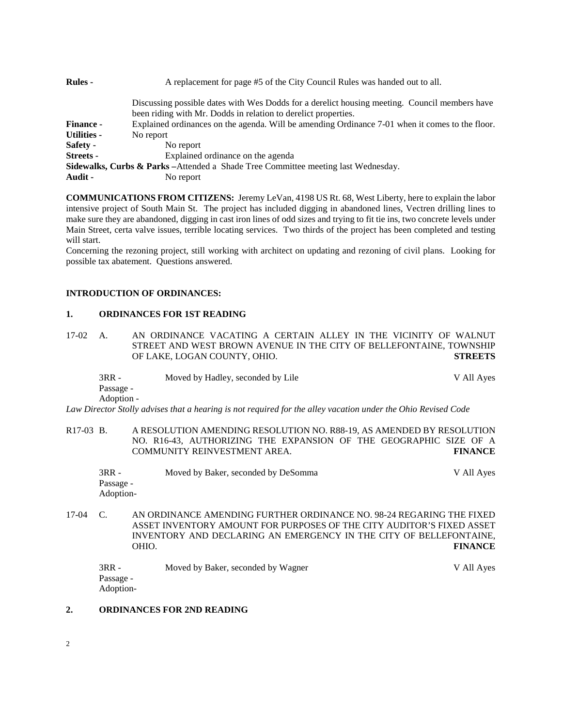**Rules -** A replacement for page #5 of the City Council Rules was handed out to all.

Discussing possible dates with Wes Dodds for a derelict housing meeting. Council members have been riding with Mr. Dodds in relation to derelict properties.

**Finance -** Explained ordinances on the agenda. Will be amending Ordinance 7-01 when it comes to the floor.

**Utilities -** No report

**Safety -** No report

**Streets -** Explained ordinance on the agenda

**Sidewalks, Curbs & Parks –**Attended a Shade Tree Committee meeting last Wednesday.

**Audit -** No report

**COMMUNICATIONS FROM CITIZENS:** Jeremy LeVan, 4198 US Rt. 68, West Liberty, here to explain the labor intensive project of South Main St. The project has included digging in abandoned lines, Vectren drilling lines to make sure they are abandoned, digging in cast iron lines of odd sizes and trying to fit tie ins, two concrete levels under Main Street, certa valve issues, terrible locating services. Two thirds of the project has been completed and testing will start.

Concerning the rezoning project, still working with architect on updating and rezoning of civil plans. Looking for possible tax abatement. Questions answered.

**INTRODUCTION OF ORDINANCES:**

**1. ORDINANCES FOR 1ST READING**

17-02 A. AN ORDINANCE VACATING A CERTAIN ALLEY IN THE VICINITY OF WALNUT STREET AND WEST BROWN AVENUE IN THE CITY OF BELLEFONTAINE, TOWNSHIP OF LAKE, LOGAN COUNTY, OHIO. **STREETS**

3RR - Moved by Hadley, seconded by Lile V All Ayes
Passage -
Adoption -

*Law Director Stolly advises that a hearing is not required for the alley vacation under the Ohio Revised Code*

R17-03 B. A RESOLUTION AMENDING RESOLUTION NO. R88-19, AS AMENDED BY RESOLUTION NO. R16-43, AUTHORIZING THE EXPANSION OF THE GEOGRAPHIC SIZE OF A COMMUNITY REINVESTMENT AREA. **FINANCE**

3RR - Moved by Baker, seconded by DeSomma V All Ayes
Passage -
Adoption-

17-04 C. AN ORDINANCE AMENDING FURTHER ORDINANCE NO. 98-24 REGARING THE FIXED ASSET INVENTORY AMOUNT FOR PURPOSES OF THE CITY AUDITOR'S FIXED ASSET INVENTORY AND DECLARING AN EMERGENCY IN THE CITY OF BELLEFONTAINE, OHIO. **FINANCE**

3RR - Moved by Baker, seconded by Wagner V All Ayes
Passage -
Adoption-

**2. ORDINANCES FOR 2ND READING**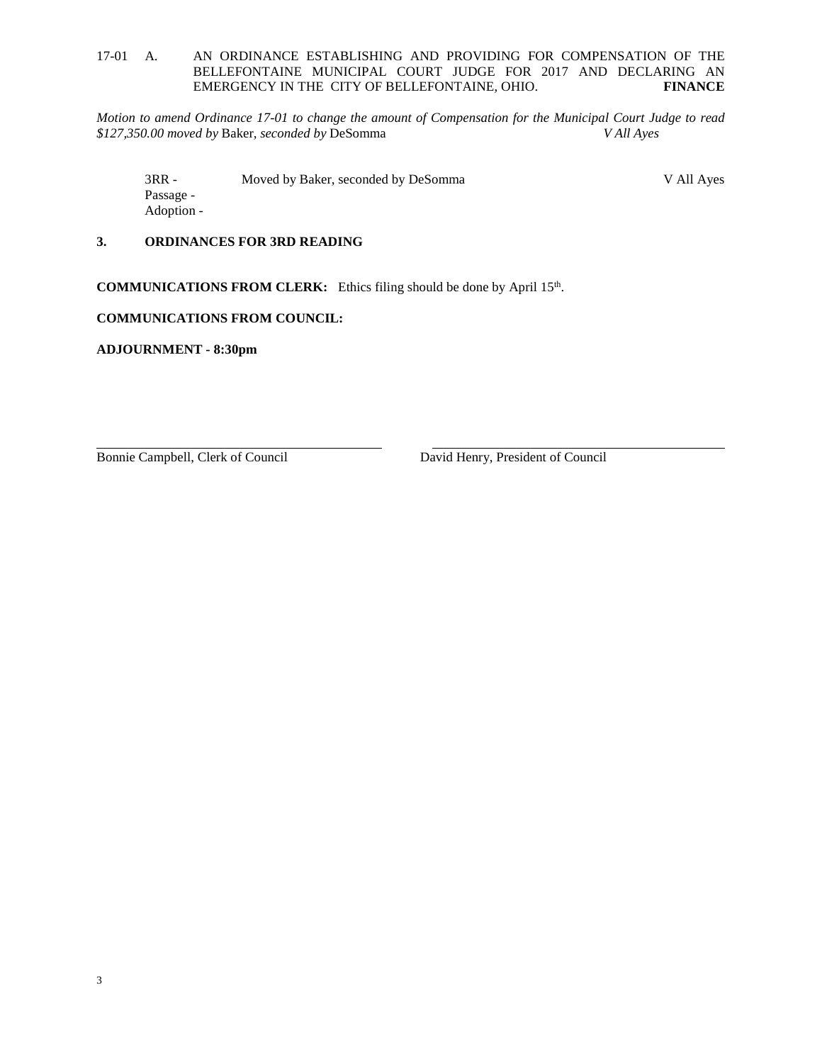17-01 A. AN ORDINANCE ESTABLISHING AND PROVIDING FOR COMPENSATION OF THE BELLEFONTAINE MUNICIPAL COURT JUDGE FOR 2017 AND DECLARING AN EMERGENCY IN THE CITY OF BELLEFONTAINE, OHIO. **FINANCE**

*Motion to amend Ordinance 17-01 to change the amount of Compensation for the Municipal Court Judge to read $127,350.00 moved by* Baker, *seconded by* DeSomma *V All Ayes*

| | | |
|---|---|---|
| 3RR - | Moved by Baker, seconded by DeSomma | V All Ayes |
| Passage - | | |
| Adoption - | | |

**3. ORDINANCES FOR 3RD READING**

**COMMUNICATIONS FROM CLERK:** Ethics filing should be done by April 15th.

**COMMUNICATIONS FROM COUNCIL:**

**ADJOURNMENT - 8:30pm**

Bonnie Campbell, Clerk of Council

David Henry, President of Council